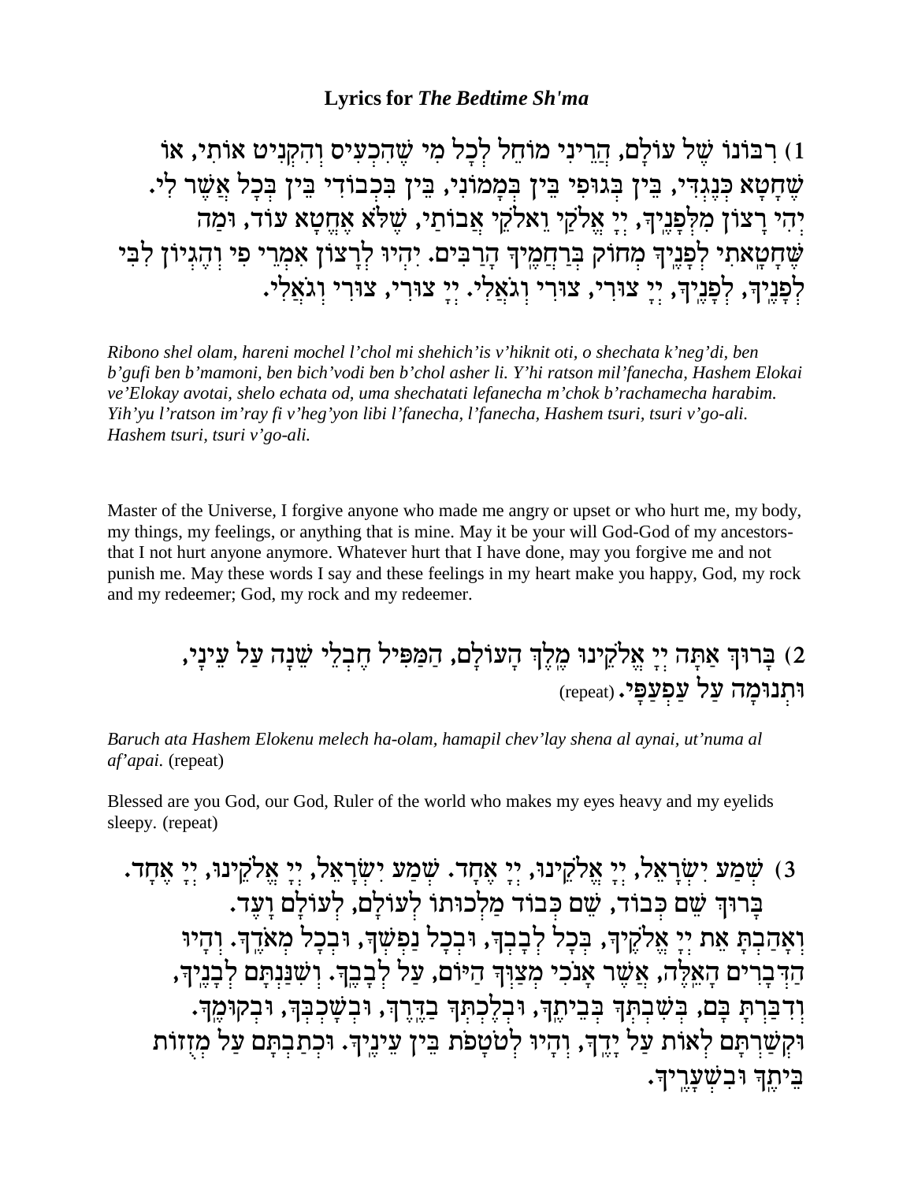**Lyrics for *The Bedtime Sh'ma***

1) רִבּוֹנוֹ שֶׁל עוֹלָם, הֲרֵינִי מוֹחֵל לְכָל מִי שֶׁהִכְעִיס וְהִקְנִיט אוֹתִי, אוֹ שֶׁחָטָא כְּנֶגְדִּי, בֵּין בְּגוּפִי בֵּין בְּמָמוֹנִי, בֵּין בִּכְבוֹדִי בֵּין בְּכָל אֲשֶׁר לִי. יְהִי רָצוֹן מִלְּפָנֶיךָ, יְיָ אֱלֹקַי וֵאלֹקֵי אֲבוֹתַי, שֶׁלֹּא אֶחֱטָא עוֹד, וּמַה שֶּׁחָטָאתִי לְפָנֶיךָ מְחוֹק בְּרַחֲמֶיךָ הָרַבִּים. יִהְיוּ לְרָצוֹן אִמְרֵי פִי וְהֶגְיוֹן לִבִּי לְפָנֶיךָ, לְפָנֶיךָ, יְיָ צוּרִי, צוּרִי וְגֹאֲלִי. יְיָ צוּרִי, צוּרִי וְגֹאֲלִי.

*Ribono shel olam, hareni mochel l'chol mi shehich'is v'hiknit oti, o shechata k'neg'di, ben b'gufi ben b'mamoni, ben bich'vodi ben b'chol asher li. Y'hi ratson mil'fanecha, Hashem Elokai ve'Elokay avotai, shelo echata od, uma shechatati lefanecha m'chok b'rachamecha harabim. Yih'yu l'ratson im'ray fi v'heg'yon libi l'fanecha, l'fanecha, Hashem tsuri, tsuri v'go-ali. Hashem tsuri, tsuri v'go-ali.*

Master of the Universe, I forgive anyone who made me angry or upset or who hurt me, my body, my things, my feelings, or anything that is mine. May it be your will God-God of my ancestors-that I not hurt anyone anymore. Whatever hurt that I have done, may you forgive me and not punish me. May these words I say and these feelings in my heart make you happy, God, my rock and my redeemer; God, my rock and my redeemer.

2) בָּרוּךְ אַתָּה יְיָ אֱלֹקֵינוּ מֶלֶךְ הָעוֹלָם, הַמַּפִּיל חֶבְלֵי שֵׁנָה עַל עֵינָי, וּתְנוּמָה עַל עַפְעַפָּי. (repeat)

*Baruch ata Hashem Elokenu melech ha-olam, hamapil chev'lay shena al aynai, ut'numa al af'apai.* (repeat)

Blessed are you God, our God, Ruler of the world who makes my eyes heavy and my eyelids sleepy. (repeat)

3) שְׁמַע יִשְׂרָאֵל, יְיָ אֱלֹקֵינוּ, יְיָ אֶחָד. שְׁמַע יִשְׂרָאֵל, יְיָ אֱלֹקֵינוּ, יְיָ אֶחָד. בָּרוּךְ שֵׁם כְּבוֹד, שֵׁם כְּבוֹד מַלְכוּתוֹ לְעוֹלָם, לְעוֹלָם וָעֶד. וְאָהַבְתָּ אֵת יְיָ אֱלֹקֶיךָ, בְּכָל לְבָבְךָ, וּבְכָל נַפְשְׁךָ, וּבְכָל מְאֹדֶךָ. וְהָיוּ הַדְּבָרִים הָאֵלֶּה, אֲשֶׁר אָנֹכִי מְצַוְּךָ הַיּוֹם, עַל לְבָבֶךָ. וְשִׁנַּנְתָּם לְבָנֶיךָ, וְדִבַּרְתָּ בָּם, בְּשִׁבְתְּךָ בְּבֵיתֶךָ, וּבְלֶכְתְּךָ בַדֶּרֶךְ, וּבְשָׁכְבְּךָ, וּבְקוּמֶךָ. וּקְשַׁרְתָּם לְאוֹת עַל יָדֶךָ, וְהָיוּ לְטֹטָפֹת בֵּין עֵינֶיךָ. וּכְתַבְתָּם עַל מְזֻזוֹת בֵּיתֶךָ וּבִשְׁעָרֶיךָ.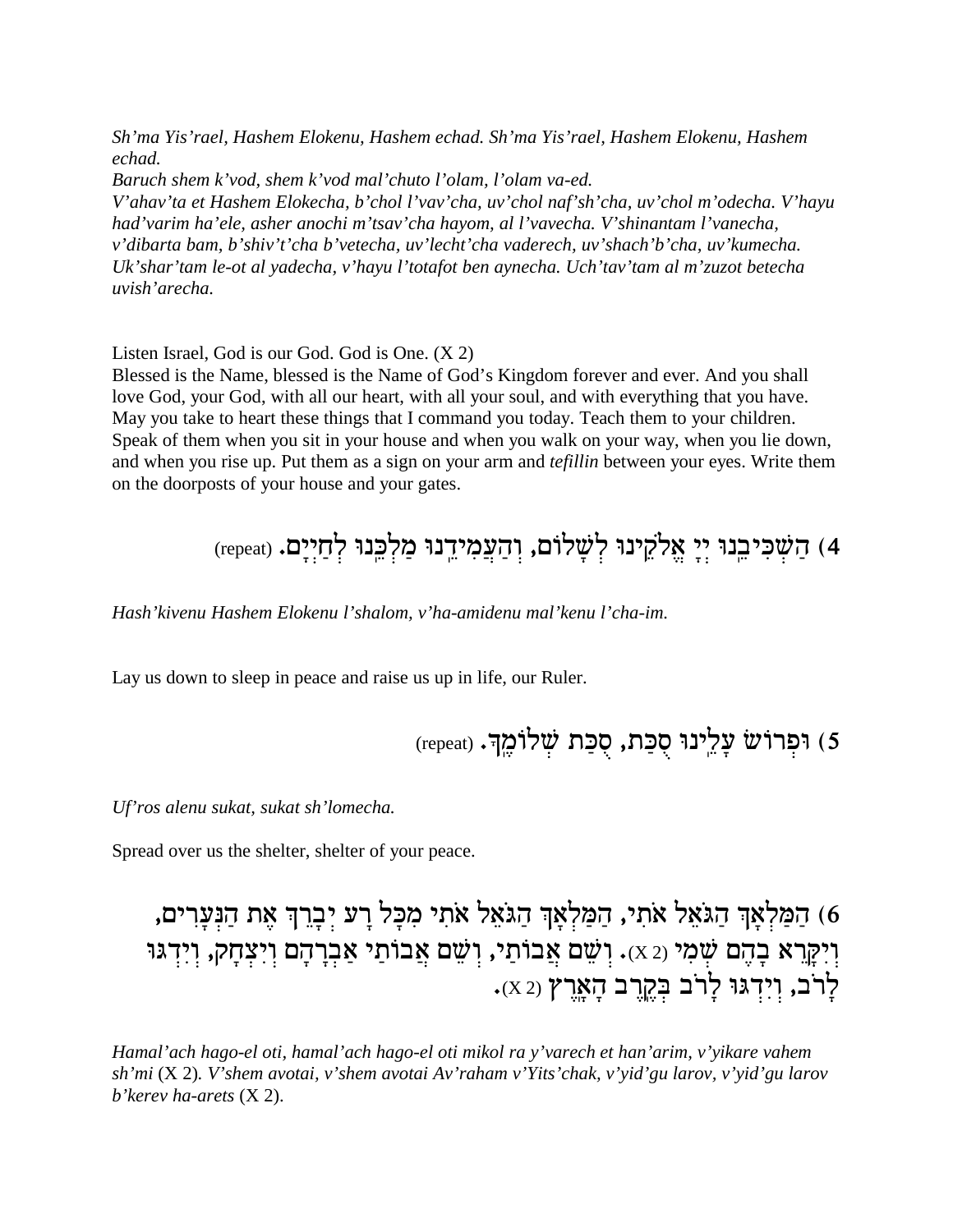*Sh'ma Yis'rael, Hashem Elokenu, Hashem echad. Sh'ma Yis'rael, Hashem Elokenu, Hashem echad.*
*Baruch shem k'vod, shem k'vod mal'chuto l'olam, l'olam va-ed.*
*V'ahav'ta et Hashem Elokecha, b'chol l'vav'cha, uv'chol naf'sh'cha, uv'chol m'odecha. V'hayu had'varim ha'ele, asher anochi m'tsav'cha hayom, al l'vavecha. V'shinantam l'vanecha, v'dibarta bam, b'shiv't'cha b'vetecha, uv'lecht'cha vaderech, uv'shach'b'cha, uv'kumecha. Uk'shar'tam le-ot al yadecha, v'hayu l'totafot ben aynecha. Uch'tav'tam al m'zuzot betecha uvish'arecha.*

Listen Israel, God is our God. God is One. (X 2)
Blessed is the Name, blessed is the Name of God's Kingdom forever and ever. And you shall love God, your God, with all our heart, with all your soul, and with everything that you have. May you take to heart these things that I command you today. Teach them to your children. Speak of them when you sit in your house and when you walk on your way, when you lie down, and when you rise up. Put them as a sign on your arm and *tefillin* between your eyes. Write them on the doorposts of your house and your gates.

## 4) הַשְׁכִּיבֵנוּ יְיָ אֱלֹקֵינוּ לְשָׁלוֹם, וְהַעֲמִידֵנוּ מַלְכֵּנוּ לְחַיִּים. (repeat)

*Hash'kivenu Hashem Elokenu l'shalom, v'ha-amidenu mal'kenu l'cha-im.*

Lay us down to sleep in peace and raise us up in life, our Ruler.

## 5) וּפְרוֹשׂ עָלֵינוּ סֻכַּת, סֻכַּת שְׁלוֹמֶךָ. (repeat)

*Uf'ros alenu sukat, sukat sh'lomecha.*

Spread over us the shelter, shelter of your peace.

## 6) הַמַּלְאָךְ הַגֹּאֵל אֹתִי, הַמַּלְאָךְ הַגֹּאֵל אֹתִי מִכָּל רָע יְבָרֵךְ אֶת הַנְּעָרִים, וְיִקָּרֵא בָהֶם שְׁמִי (X 2). וְשֵׁם אֲבוֹתַי, וְשֵׁם אֲבוֹתַי אַבְרָהָם וְיִצְחָק, וְיִדְגּוּ לָרֹב, וְיִדְגּוּ לָרֹב בְּקֶרֶב הָאָרֶץ (X 2).

*Hamal'ach hago-el oti, hamal'ach hago-el oti mikol ra y'varech et han'arim, v'yikare vahem sh'mi* (X 2)*. V'shem avotai, v'shem avotai Av'raham v'Yits'chak, v'yid'gu larov, v'yid'gu larov b'kerev ha-arets* (X 2).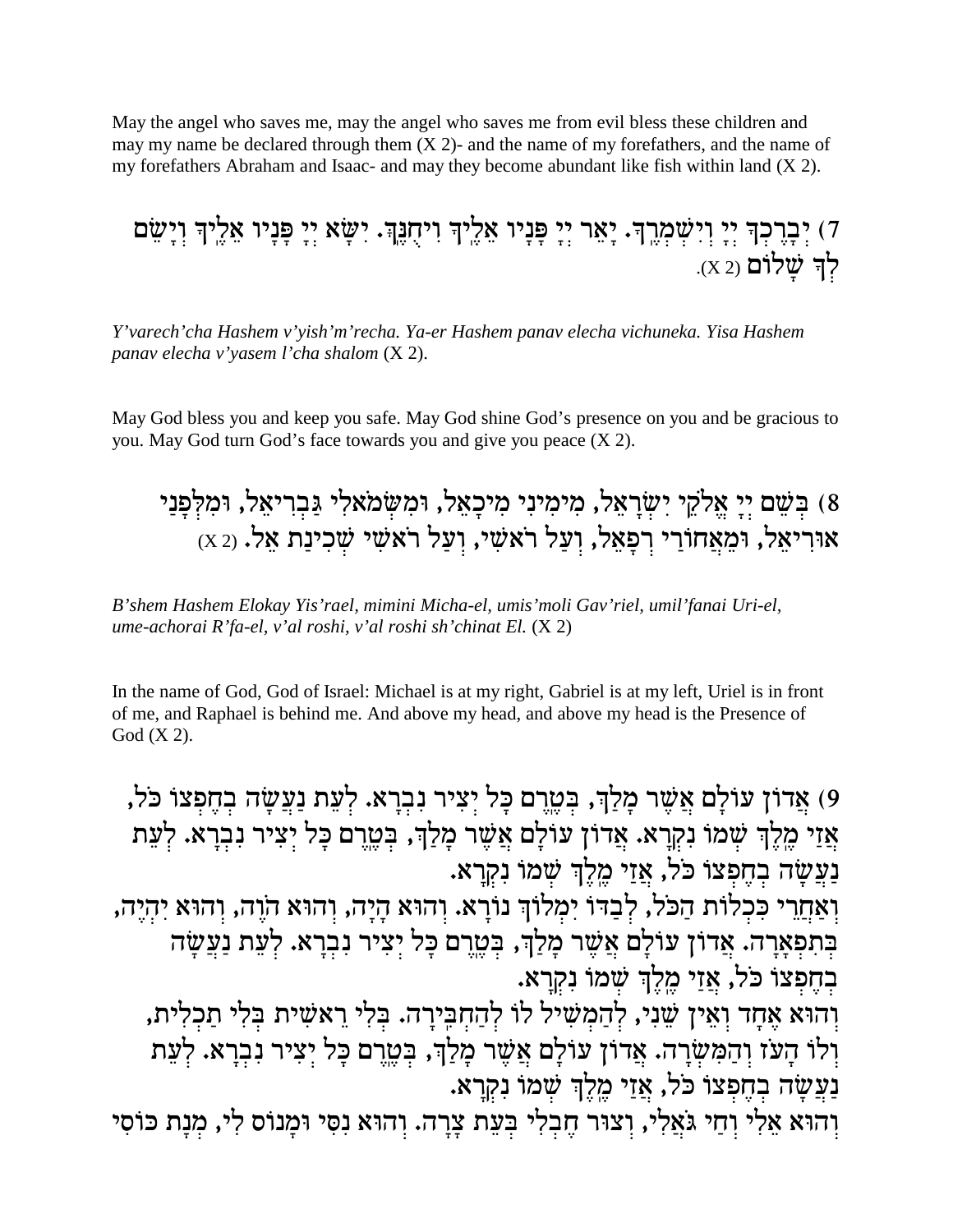May the angel who saves me, may the angel who saves me from evil bless these children and may my name be declared through them (X 2)- and the name of my forefathers, and the name of my forefathers Abraham and Isaac- and may they become abundant like fish within land (X 2).

7) יְבָרֶכְךָ יְיָ וְיִשְׁמְרֶךָ. יָאֵר יְיָ פָּנָיו אֵלֶיךָ וִיחֻנֶּךָּ. יִשָּׂא יְיָ פָּנָיו אֵלֶיךָ וְיָשֵׂם לְךָ שָׁלוֹם (X 2).

*Y'varech'cha Hashem v'yish'm'recha. Ya-er Hashem panav elecha vichuneka. Yisa Hashem panav elecha v'yasem l'cha shalom* (X 2).

May God bless you and keep you safe. May God shine God's presence on you and be gracious to you. May God turn God's face towards you and give you peace (X 2).

8) בְּשֵׁם יְיָ אֱלֹקֵי יִשְׂרָאֵל, מִימִינִי מִיכָאֵל, וּמִשְּׂמֹאלִי גַּבְרִיאֵל, וּמִלְּפָנַי אוּרִיאֵל, וּמֵאֲחוֹרַי רְפָאֵל, וְעַל רֹאשִׁי, וְעַל רֹאשִׁי שְׁכִינַת אֵל. (X 2)

*B'shem Hashem Elokay Yis'rael, mimini Micha-el, umis'moli Gav'riel, umil'fanai Uri-el, ume-achorai R'fa-el, v'al roshi, v'al roshi sh'chinat El.* (X 2)

In the name of God, God of Israel: Michael is at my right, Gabriel is at my left, Uriel is in front of me, and Raphael is behind me. And above my head, and above my head is the Presence of God (X 2).

9) אֲדוֹן עוֹלָם אֲשֶׁר מָלַךְ, בְּטֶרֶם כָּל יְצִיר נִבְרָא. לְעֵת נַעֲשָׂה בְחֶפְצוֹ כֹּל, אֲזַי מֶלֶךְ שְׁמוֹ נִקְרָא. אֲדוֹן עוֹלָם אֲשֶׁר מָלַךְ, בְּטֶרֶם כָּל יְצִיר נִבְרָא. לְעֵת נַעֲשָׂה בְחֶפְצוֹ כֹּל, אֲזַי מֶלֶךְ שְׁמוֹ נִקְרָא.

וְאַחֲרֵי כִּכְלוֹת הַכֹּל, לְבַדּוֹ יִמְלוֹךְ נוֹרָא. וְהוּא הָיָה, וְהוּא הֹוֶה, וְהוּא יִהְיֶה, בְּתִפְאָרָה. אֲדוֹן עוֹלָם אֲשֶׁר מָלַךְ, בְּטֶרֶם כָּל יְצִיר נִבְרָא. לְעֵת נַעֲשָׂה בְחֶפְצוֹ כֹּל, אֲזַי מֶלֶךְ שְׁמוֹ נִקְרָא.

וְהוּא אֶחָד וְאֵין שֵׁנִי, לְהַמְשִׁיל לוֹ לְהַחְבִּירָה. בְּלִי רֵאשִׁית בְּלִי תַכְלִית, וְלוֹ הָעֹז וְהַמִּשְׂרָה. אֲדוֹן עוֹלָם אֲשֶׁר מָלַךְ, בְּטֶרֶם כָּל יְצִיר נִבְרָא. לְעֵת נַעֲשָׂה בְחֶפְצוֹ כֹּל, אֲזַי מֶלֶךְ שְׁמוֹ נִקְרָא.

וְהוּא אֵלִי וְחַי גֹּאֲלִי, וְצוּר חֶבְלִי בְּעֵת צָרָה. וְהוּא נִסִּי וּמָנוֹס לִי, מְנָת כּוֹסִי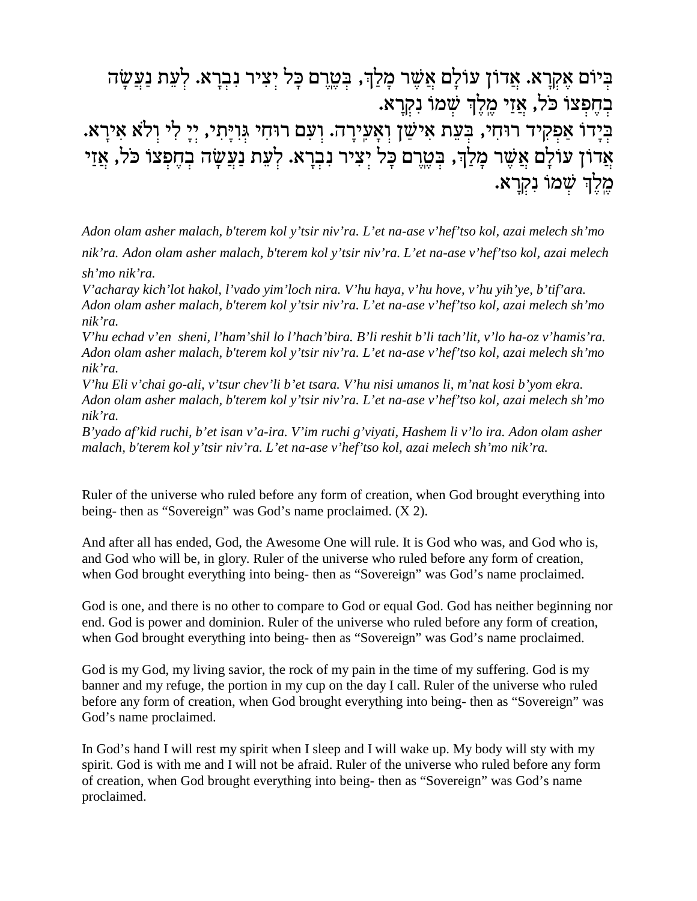בְּיוֹם אֶקְרָא. אֲדוֹן עוֹלָם אֲשֶׁר מָלַךְ, בְּטֶרֶם כָּל יְצִיר נִבְרָא. לְעֵת נַעֲשָׂה בְחֶפְצוֹ כֹּל, אֲזַי מֶלֶךְ שְׁמוֹ נִקְרָא.

בְּיָדוֹ אַפְקִיד רוּחִי, בְּעֵת אִישַׁן וְאָעִירָה. וְעִם רוּחִי גְּוִיָּתִי, יְיָ לִי וְלֹא אִירָא. אֲדוֹן עוֹלָם אֲשֶׁר מָלַךְ, בְּטֶרֶם כָּל יְצִיר נִבְרָא. לְעֵת נַעֲשָׂה בְחֶפְצוֹ כֹּל, אֲזַי מֶלֶךְ שְׁמוֹ נִקְרָא.

*Adon olam asher malach, b'terem kol y'tsir niv'ra. L'et na-ase v'hef'tso kol, azai melech sh'mo nik'ra. Adon olam asher malach, b'terem kol y'tsir niv'ra. L'et na-ase v'hef'tso kol, azai melech sh'mo nik'ra.*

*V'acharay kich'lot hakol, l'vado yim'loch nira. V'hu haya, v'hu hove, v'hu yih'ye, b'tif'ara. Adon olam asher malach, b'terem kol y'tsir niv'ra. L'et na-ase v'hef'tso kol, azai melech sh'mo nik'ra.*

*V'hu echad v'en sheni, l'ham'shil lo l'hach'bira. B'li reshit b'li tach'lit, v'lo ha-oz v'hamis'ra. Adon olam asher malach, b'terem kol y'tsir niv'ra. L'et na-ase v'hef'tso kol, azai melech sh'mo nik'ra.*

*V'hu Eli v'chai go-ali, v'tsur chev'li b'et tsara. V'hu nisi umanos li, m'nat kosi b'yom ekra. Adon olam asher malach, b'terem kol y'tsir niv'ra. L'et na-ase v'hef'tso kol, azai melech sh'mo nik'ra.*

*B'yado af'kid ruchi, b'et isan v'a-ira. V'im ruchi g'viyati, Hashem li v'lo ira. Adon olam asher malach, b'terem kol y'tsir niv'ra. L'et na-ase v'hef'tso kol, azai melech sh'mo nik'ra.*

Ruler of the universe who ruled before any form of creation, when God brought everything into being- then as "Sovereign" was God's name proclaimed. (X 2).

And after all has ended, God, the Awesome One will rule. It is God who was, and God who is, and God who will be, in glory. Ruler of the universe who ruled before any form of creation, when God brought everything into being- then as "Sovereign" was God's name proclaimed.

God is one, and there is no other to compare to God or equal God. God has neither beginning nor end. God is power and dominion. Ruler of the universe who ruled before any form of creation, when God brought everything into being- then as "Sovereign" was God's name proclaimed.

God is my God, my living savior, the rock of my pain in the time of my suffering. God is my banner and my refuge, the portion in my cup on the day I call. Ruler of the universe who ruled before any form of creation, when God brought everything into being- then as "Sovereign" was God's name proclaimed.

In God's hand I will rest my spirit when I sleep and I will wake up. My body will sty with my spirit. God is with me and I will not be afraid. Ruler of the universe who ruled before any form of creation, when God brought everything into being- then as "Sovereign" was God's name proclaimed.